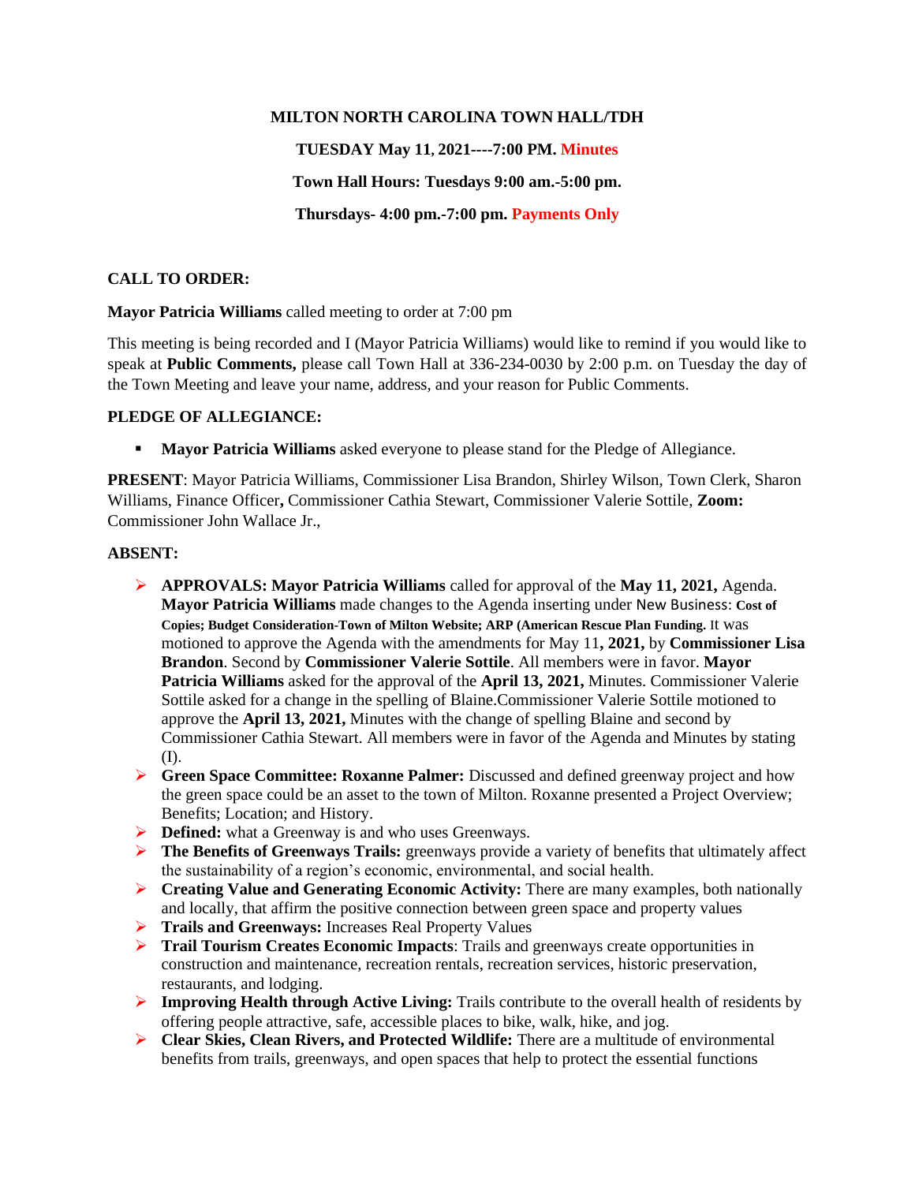**MILTON NORTH CAROLINA TOWN HALL/TDH**

**TUESDAY May 11, 2021----7:00 PM. Minutes**

**Town Hall Hours: Tuesdays 9:00 am.-5:00 pm.**

**Thursdays- 4:00 pm.-7:00 pm. Payments Only**

**CALL TO ORDER:**

**Mayor Patricia Williams** called meeting to order at 7:00 pm

This meeting is being recorded and I (Mayor Patricia Williams) would like to remind if you would like to speak at **Public Comments,** please call Town Hall at 336-234-0030 by 2:00 p.m. on Tuesday the day of the Town Meeting and leave your name, address, and your reason for Public Comments.

**PLEDGE OF ALLEGIANCE:**

- **Mayor Patricia Williams** asked everyone to please stand for the Pledge of Allegiance.

**PRESENT**: Mayor Patricia Williams, Commissioner Lisa Brandon, Shirley Wilson, Town Clerk, Sharon Williams, Finance Officer**,** Commissioner Cathia Stewart, Commissioner Valerie Sottile, **Zoom:** Commissioner John Wallace Jr.,

**ABSENT:**

- **APPROVALS: Mayor Patricia Williams** called for approval of the **May 11, 2021,** Agenda. **Mayor Patricia Williams** made changes to the Agenda inserting under New Business: **Cost of Copies; Budget Consideration-Town of Milton Website; ARP (American Rescue Plan Funding.** It was motioned to approve the Agenda with the amendments for May 11**, 2021,** by **Commissioner Lisa Brandon**. Second by **Commissioner Valerie Sottile**. All members were in favor. **Mayor Patricia Williams** asked for the approval of the **April 13, 2021,** Minutes. Commissioner Valerie Sottile asked for a change in the spelling of Blaine.Commissioner Valerie Sottile motioned to approve the **April 13, 2021,** Minutes with the change of spelling Blaine and second by Commissioner Cathia Stewart. All members were in favor of the Agenda and Minutes by stating (I).
- **Green Space Committee: Roxanne Palmer:** Discussed and defined greenway project and how the green space could be an asset to the town of Milton. Roxanne presented a Project Overview; Benefits; Location; and History.
- **Defined:** what a Greenway is and who uses Greenways.
- **The Benefits of Greenways Trails:** greenways provide a variety of benefits that ultimately affect the sustainability of a region's economic, environmental, and social health.
- **Creating Value and Generating Economic Activity:** There are many examples, both nationally and locally, that affirm the positive connection between green space and property values
- **Trails and Greenways:** Increases Real Property Values
- **Trail Tourism Creates Economic Impacts**: Trails and greenways create opportunities in construction and maintenance, recreation rentals, recreation services, historic preservation, restaurants, and lodging.
- **Improving Health through Active Living:** Trails contribute to the overall health of residents by offering people attractive, safe, accessible places to bike, walk, hike, and jog.
- **Clear Skies, Clean Rivers, and Protected Wildlife:** There are a multitude of environmental benefits from trails, greenways, and open spaces that help to protect the essential functions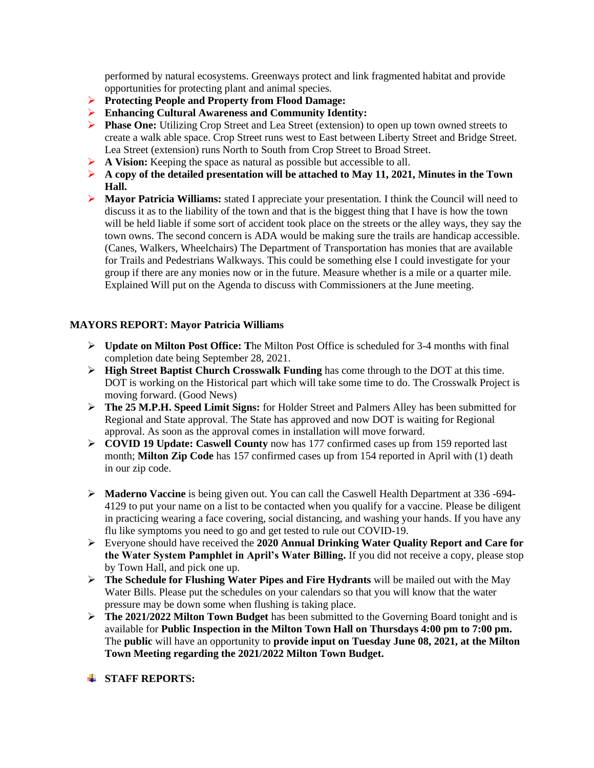performed by natural ecosystems. Greenways protect and link fragmented habitat and provide opportunities for protecting plant and animal species.

- **Protecting People and Property from Flood Damage:**
- **Enhancing Cultural Awareness and Community Identity:**
- **Phase One:** Utilizing Crop Street and Lea Street (extension) to open up town owned streets to create a walk able space. Crop Street runs west to East between Liberty Street and Bridge Street. Lea Street (extension) runs North to South from Crop Street to Broad Street.
- **A Vision:** Keeping the space as natural as possible but accessible to all.
- **A copy of the detailed presentation will be attached to May 11, 2021, Minutes in the Town Hall.**
- **Mayor Patricia Williams:** stated I appreciate your presentation. I think the Council will need to discuss it as to the liability of the town and that is the biggest thing that I have is how the town will be held liable if some sort of accident took place on the streets or the alley ways, they say the town owns. The second concern is ADA would be making sure the trails are handicap accessible. (Canes, Walkers, Wheelchairs) The Department of Transportation has monies that are available for Trails and Pedestrians Walkways. This could be something else I could investigate for your group if there are any monies now or in the future. Measure whether is a mile or a quarter mile. Explained Will put on the Agenda to discuss with Commissioners at the June meeting.

**MAYORS REPORT: Mayor Patricia Williams**

- **Update on Milton Post Office: T**he Milton Post Office is scheduled for 3-4 months with final completion date being September 28, 2021.
- **High Street Baptist Church Crosswalk Funding** has come through to the DOT at this time. DOT is working on the Historical part which will take some time to do. The Crosswalk Project is moving forward. (Good News)
- **The 25 M.P.H. Speed Limit Signs:** for Holder Street and Palmers Alley has been submitted for Regional and State approval. The State has approved and now DOT is waiting for Regional approval. As soon as the approval comes in installation will move forward.
- **COVID 19 Update: Caswell County** now has 177 confirmed cases up from 159 reported last month; **Milton Zip Code** has 157 confirmed cases up from 154 reported in April with (1) death in our zip code.
- **Maderno Vaccine** is being given out. You can call the Caswell Health Department at 336 -694-4129 to put your name on a list to be contacted when you qualify for a vaccine. Please be diligent in practicing wearing a face covering, social distancing, and washing your hands. If you have any flu like symptoms you need to go and get tested to rule out COVID-19.
- Everyone should have received the **2020 Annual Drinking Water Quality Report and Care for the Water System Pamphlet in April's Water Billing.** If you did not receive a copy, please stop by Town Hall, and pick one up.
- **The Schedule for Flushing Water Pipes and Fire Hydrants** will be mailed out with the May Water Bills. Please put the schedules on your calendars so that you will know that the water pressure may be down some when flushing is taking place.
- **The 2021/2022 Milton Town Budget** has been submitted to the Governing Board tonight and is available for **Public Inspection in the Milton Town Hall on Thursdays 4:00 pm to 7:00 pm.** The **public** will have an opportunity to **provide input on Tuesday June 08, 2021, at the Milton Town Meeting regarding the 2021/2022 Milton Town Budget.**

- **STAFF REPORTS:**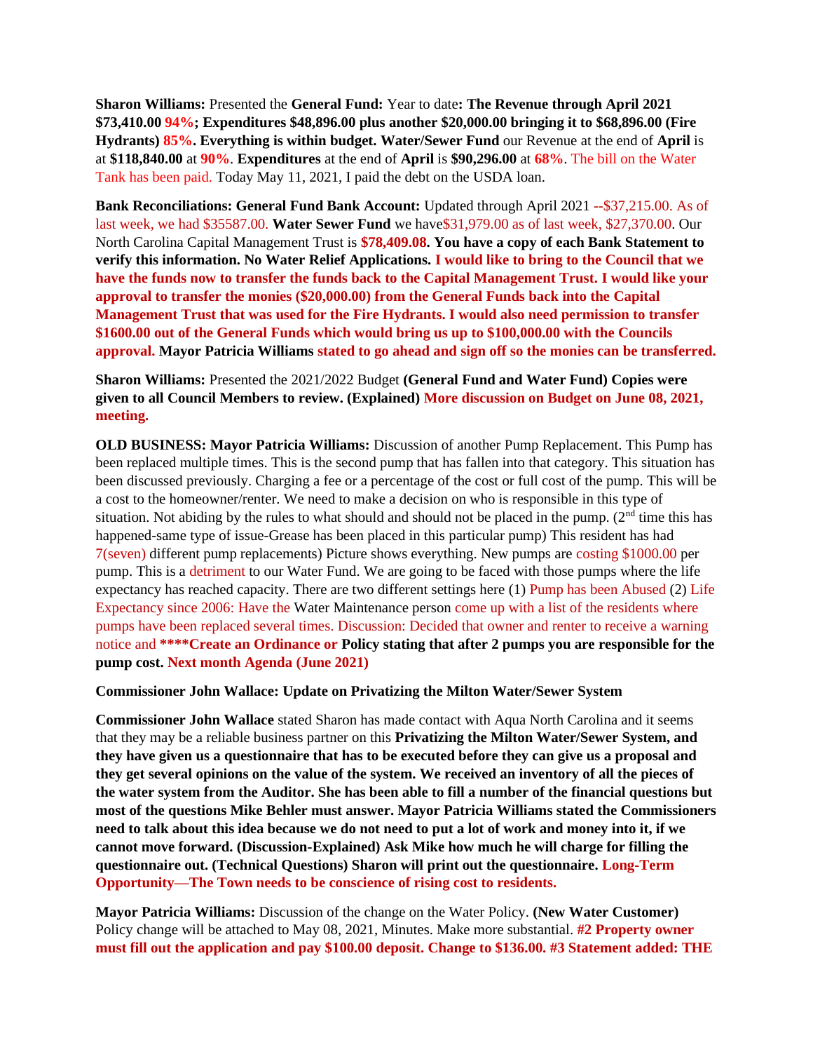**Sharon Williams:** Presented the **General Fund:** Year to date**: The Revenue through April 2021 $73,410.00 94%; Expenditures $48,896.00 plus another $20,000.00 bringing it to $68,896.00 (Fire Hydrants) 85%. Everything is within budget. Water/Sewer Fund** our Revenue at the end of **April** is at **$118,840.00** at **90%**. **Expenditures** at the end of **April** is **$90,296.00** at **68%**. The bill on the Water Tank has been paid. Today May 11, 2021, I paid the debt on the USDA loan.

**Bank Reconciliations: General Fund Bank Account:** Updated through April 2021 --$37,215.00. As of last week, we had $35587.00. **Water Sewer Fund** we have$31,979.00 as of last week, $27,370.00. Our North Carolina Capital Management Trust is **$78,409.08. You have a copy of each Bank Statement to verify this information. No Water Relief Applications. I would like to bring to the Council that we have the funds now to transfer the funds back to the Capital Management Trust. I would like your approval to transfer the monies ($20,000.00) from the General Funds back into the Capital Management Trust that was used for the Fire Hydrants. I would also need permission to transfer $1600.00 out of the General Funds which would bring us up to $100,000.00 with the Councils approval. Mayor Patricia Williams stated to go ahead and sign off so the monies can be transferred.**

**Sharon Williams:** Presented the 2021/2022 Budget **(General Fund and Water Fund) Copies were given to all Council Members to review. (Explained) More discussion on Budget on June 08, 2021, meeting.**

**OLD BUSINESS: Mayor Patricia Williams:** Discussion of another Pump Replacement. This Pump has been replaced multiple times. This is the second pump that has fallen into that category. This situation has been discussed previously. Charging a fee or a percentage of the cost or full cost of the pump. This will be a cost to the homeowner/renter. We need to make a decision on who is responsible in this type of situation. Not abiding by the rules to what should and should not be placed in the pump. (2nd time this has happened-same type of issue-Grease has been placed in this particular pump) This resident has had 7(seven) different pump replacements) Picture shows everything. New pumps are costing $1000.00 per pump. This is a detriment to our Water Fund. We are going to be faced with those pumps where the life expectancy has reached capacity. There are two different settings here (1) Pump has been Abused (2) Life Expectancy since 2006: Have the Water Maintenance person come up with a list of the residents where pumps have been replaced several times. Discussion: Decided that owner and renter to receive a warning notice and **\*\*\*\*Create an Ordinance or Policy stating that after 2 pumps you are responsible for the pump cost. Next month Agenda (June 2021)**

**Commissioner John Wallace: Update on Privatizing the Milton Water/Sewer System**

**Commissioner John Wallace** stated Sharon has made contact with Aqua North Carolina and it seems that they may be a reliable business partner on this **Privatizing the Milton Water/Sewer System, and they have given us a questionnaire that has to be executed before they can give us a proposal and they get several opinions on the value of the system. We received an inventory of all the pieces of the water system from the Auditor. She has been able to fill a number of the financial questions but most of the questions Mike Behler must answer. Mayor Patricia Williams stated the Commissioners need to talk about this idea because we do not need to put a lot of work and money into it, if we cannot move forward. (Discussion-Explained) Ask Mike how much he will charge for filling the questionnaire out. (Technical Questions) Sharon will print out the questionnaire. Long-Term Opportunity—The Town needs to be conscience of rising cost to residents.**

**Mayor Patricia Williams:** Discussion of the change on the Water Policy. **(New Water Customer)** Policy change will be attached to May 08, 2021, Minutes. Make more substantial. **#2 Property owner must fill out the application and pay $100.00 deposit. Change to $136.00. #3 Statement added: THE**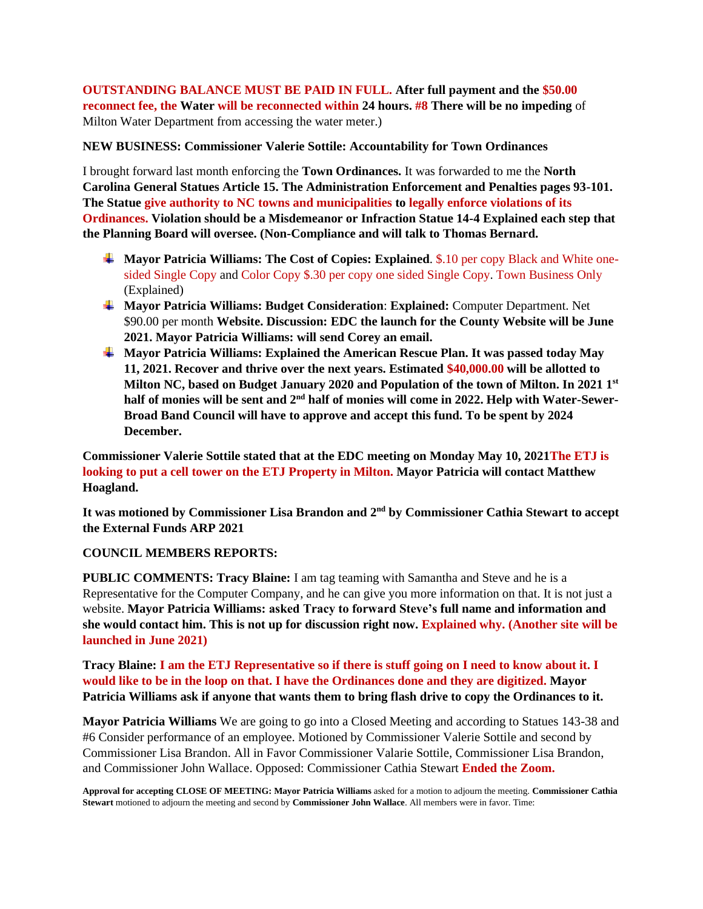**OUTSTANDING BALANCE MUST BE PAID IN FULL. After full payment and the $50.00 reconnect fee, the Water will be reconnected within 24 hours. #8 There will be no impeding** of Milton Water Department from accessing the water meter.)

**NEW BUSINESS: Commissioner Valerie Sottile: Accountability for Town Ordinances**

I brought forward last month enforcing the **Town Ordinances.** It was forwarded to me the **North Carolina General Statues Article 15. The Administration Enforcement and Penalties pages 93-101. The Statue give authority to NC towns and municipalities to legally enforce violations of its Ordinances. Violation should be a Misdemeanor or Infraction Statue 14-4 Explained each step that the Planning Board will oversee. (Non-Compliance and will talk to Thomas Bernard.**

- **Mayor Patricia Williams: The Cost of Copies: Explained**. $.10 per copy Black and White one-sided Single Copy and Color Copy $.30 per copy one sided Single Copy. Town Business Only (Explained)
- **Mayor Patricia Williams: Budget Consideration**: **Explained:** Computer Department. Net $90.00 per month **Website. Discussion: EDC the launch for the County Website will be June 2021. Mayor Patricia Williams: will send Corey an email.**
- **Mayor Patricia Williams: Explained the American Rescue Plan. It was passed today May 11, 2021. Recover and thrive over the next years. Estimated $40,000.00 will be allotted to Milton NC, based on Budget January 2020 and Population of the town of Milton. In 2021 1st half of monies will be sent and 2nd half of monies will come in 2022. Help with Water-Sewer-Broad Band Council will have to approve and accept this fund. To be spent by 2024 December.**

**Commissioner Valerie Sottile stated that at the EDC meeting on Monday May 10, 2021The ETJ is looking to put a cell tower on the ETJ Property in Milton. Mayor Patricia will contact Matthew Hoagland.**

**It was motioned by Commissioner Lisa Brandon and 2nd by Commissioner Cathia Stewart to accept the External Funds ARP 2021**

**COUNCIL MEMBERS REPORTS:**

**PUBLIC COMMENTS: Tracy Blaine:** I am tag teaming with Samantha and Steve and he is a Representative for the Computer Company, and he can give you more information on that. It is not just a website. **Mayor Patricia Williams: asked Tracy to forward Steve's full name and information and she would contact him. This is not up for discussion right now. Explained why. (Another site will be launched in June 2021)**

**Tracy Blaine: I am the ETJ Representative so if there is stuff going on I need to know about it. I would like to be in the loop on that. I have the Ordinances done and they are digitized. Mayor Patricia Williams ask if anyone that wants them to bring flash drive to copy the Ordinances to it.**

**Mayor Patricia Williams** We are going to go into a Closed Meeting and according to Statues 143-38 and #6 Consider performance of an employee. Motioned by Commissioner Valerie Sottile and second by Commissioner Lisa Brandon. All in Favor Commissioner Valarie Sottile, Commissioner Lisa Brandon, and Commissioner John Wallace. Opposed: Commissioner Cathia Stewart **Ended the Zoom.**

**Approval for accepting CLOSE OF MEETING: Mayor Patricia Williams** asked for a motion to adjourn the meeting. **Commissioner Cathia Stewart** motioned to adjourn the meeting and second by **Commissioner John Wallace**. All members were in favor. Time: